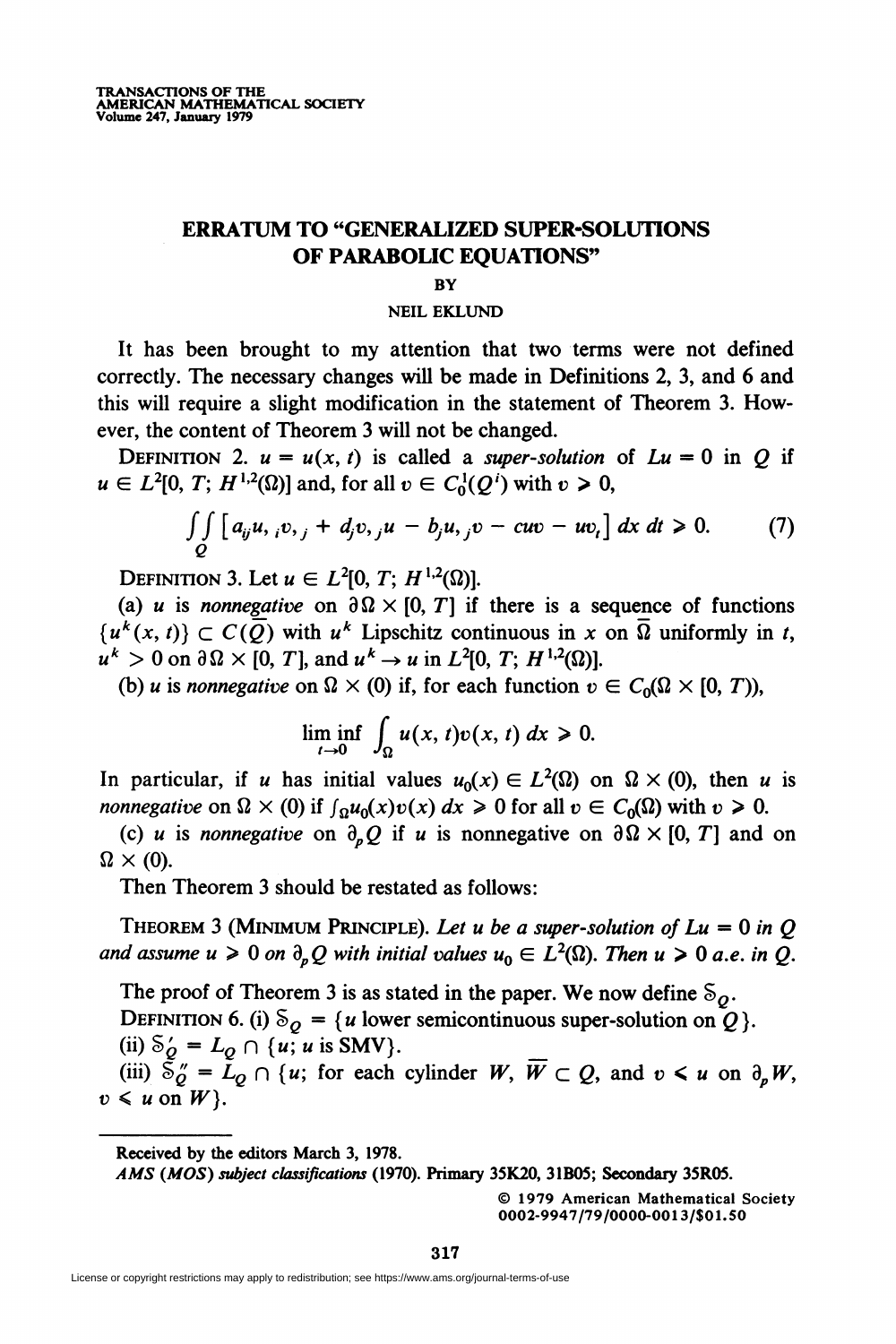# ERRATUM TO "GENERALIZED SUPER-SOLUTIONS OF PARABOLIC EQUATIONS"

BY

NEIL EKLUND

It has been brought to my attention that two terms were not defined correctly. The necessary changes will be made in Definitions 2, 3, and 6 and this will require a slight modification in the statement of Theorem 3. However, the content of Theorem 3 will not be changed.

DEFINITION 2. $u = u(x, t)$ is called a *super-solution* of $Lu = 0$ in $Q$ if $u \in L^2[0, T; H^{1,2}(\Omega)]$ and, for all $v \in C_0^1(Q^i)$ with $v \geqslant 0$,

$$\iint_Q \left[ a_{ij} u_{,i} v_{,j} + d_j v_{,j} u - b_j u_{,j} v - cuv - uv_t \right] dx\, dt \geqslant 0. \tag{7}$$

DEFINITION 3. Let $u \in L^2[0, T; H^{1,2}(\Omega)]$.

(a) $u$ is *nonnegative* on $\partial\Omega \times [0, T]$ if there is a sequence of functions $\{u^k(x, t)\} \subset C(\overline{Q})$ with $u^k$ Lipschitz continuous in $x$ on $\overline{\Omega}$ uniformly in $t$, $u^k \geqslant 0$ on $\partial\Omega \times [0, T]$, and $u^k \to u$ in $L^2[0, T; H^{1,2}(\Omega)]$.

(b) $u$ is *nonnegative* on $\Omega \times (0)$ if, for each function $v \in C_0(\Omega \times [0, T))$,

$$\liminf_{t \to 0} \int_\Omega u(x, t) v(x, t)\, dx \geqslant 0.$$

In particular, if $u$ has initial values $u_0(x) \in L^2(\Omega)$ on $\Omega \times (0)$, then $u$ is *nonnegative* on $\Omega \times (0)$ if $\int_\Omega u_0(x) v(x)\, dx \geqslant 0$ for all $v \in C_0(\Omega)$ with $v \geqslant 0$.

(c) $u$ is *nonnegative* on $\partial_p Q$ if $u$ is nonnegative on $\partial\Omega \times [0, T]$ and on $\Omega \times (0)$.

Then Theorem 3 should be restated as follows:

THEOREM 3 (MINIMUM PRINCIPLE). *Let $u$ be a super-solution of $Lu = 0$ in $Q$ and assume $u \geqslant 0$ on $\partial_p Q$ with initial values $u_0 \in L^2(\Omega)$. Then $u \geqslant 0$ a.e. in $Q$.*

The proof of Theorem 3 is as stated in the paper. We now define $\mathcal{S}_Q$.

DEFINITION 6. (i) $\mathcal{S}_Q = \{u$ lower semicontinuous super-solution on $Q\}$.

(ii) $\mathcal{S}'_Q = L_Q \cap \{u; u \text{ is SMV}\}$.

(iii) $\mathcal{S}''_Q = L_Q \cap \{u;$ for each cylinder $W$, $\overline{W} \subset Q$, and $v \leqslant u$ on $\partial_p W$, $v \leqslant u$ on $W\}$.

---

Received by the editors March 3, 1978.

*AMS (MOS) subject classifications* (1970). Primary 35K20, 31B05; Secondary 35R05.

© 1979 American Mathematical Society
0002-9947/79/0000-0013/$01.50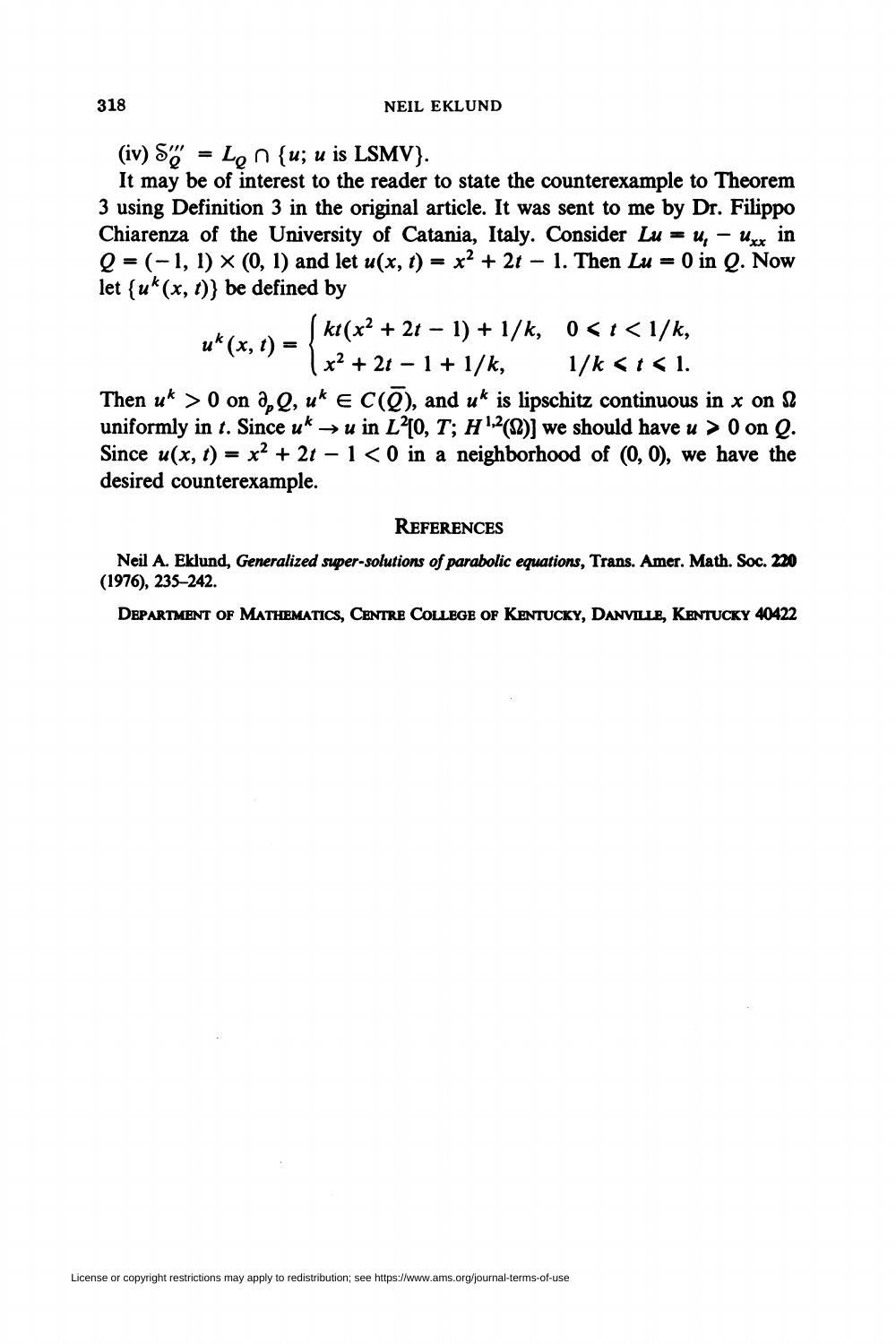(iv) $\mathbb{S}_Q''' = L_Q \cap \{u;\, u \text{ is LSMV}\}$.

It may be of interest to the reader to state the counterexample to Theorem 3 using Definition 3 in the original article. It was sent to me by Dr. Filippo Chiarenza of the University of Catania, Italy. Consider $Lu = u_t - u_{xx}$ in $Q = (-1, 1) \times (0, 1)$ and let $u(x, t) = x^2 + 2t - 1$. Then $Lu = 0$ in $Q$. Now let $\{u^k(x, t)\}$ be defined by

$$u^k(x, t) = \begin{cases} kt(x^2 + 2t - 1) + 1/k, & 0 \leq t < 1/k, \\ x^2 + 2t - 1 + 1/k, & 1/k \leq t \leq 1. \end{cases}$$

Then $u^k > 0$ on $\partial_p Q$, $u^k \in C(\overline{Q})$, and $u^k$ is lipschitz continuous in $x$ on $\Omega$ uniformly in $t$. Since $u^k \to u$ in $L^2[0, T; H^{1,2}(\Omega)]$ we should have $u \geq 0$ on $Q$. Since $u(x, t) = x^2 + 2t - 1 < 0$ in a neighborhood of $(0, 0)$, we have the desired counterexample.

## References

Neil A. Eklund, *Generalized super-solutions of parabolic equations*, Trans. Amer. Math. Soc. **220** (1976), 235–242.

Department of Mathematics, Centre College of Kentucky, Danville, Kentucky 40422